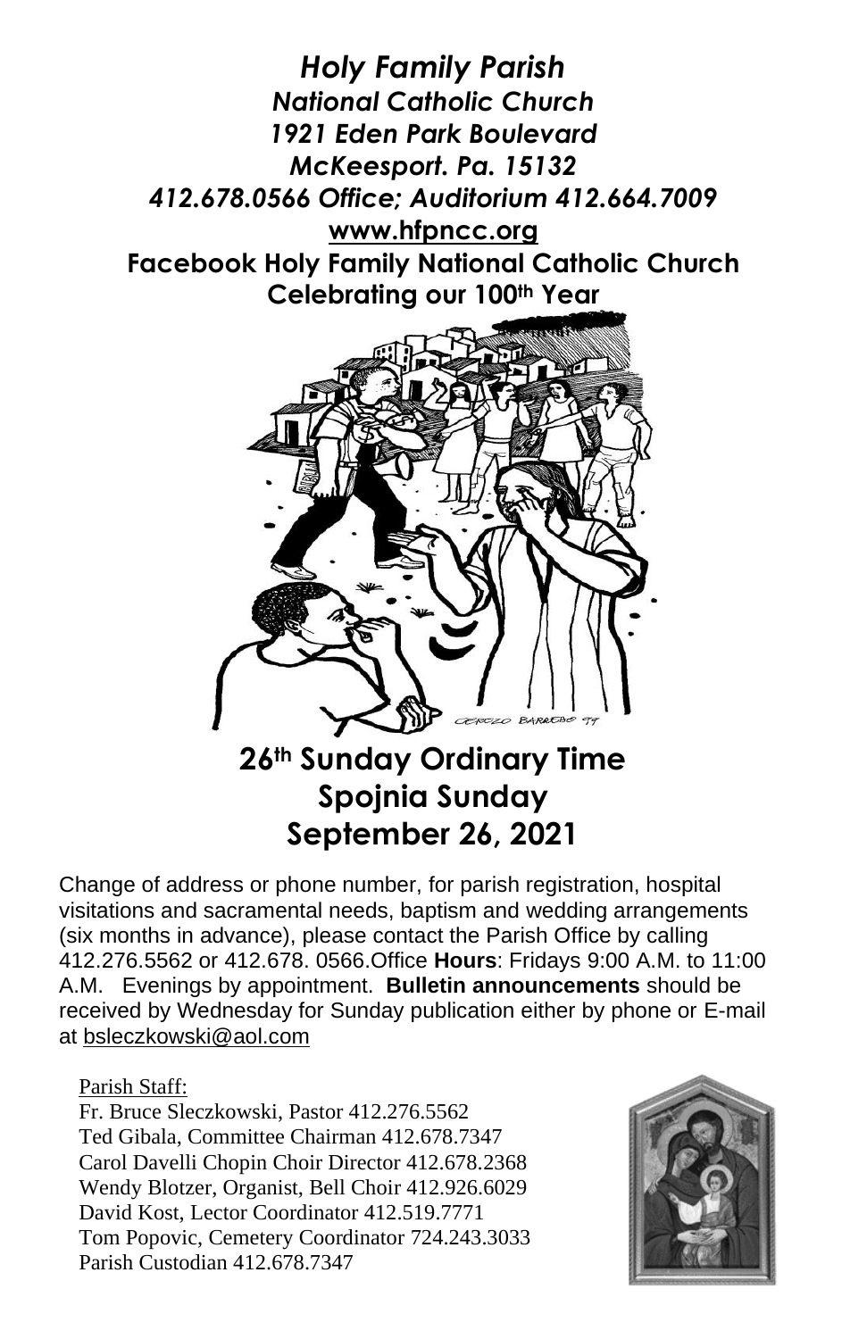# *Holy Family Parish*

## *National Catholic Church*

***1921 Eden Park Boulevard***

***McKeesport. Pa. 15132***

***412.678.0566 Office; Auditorium 412.664.7009***

**www.hfpncc.org**

**Facebook Holy Family National Catholic Church**

**Celebrating our 100th Year**

## 26th Sunday Ordinary Time

## Spojnia Sunday

## September 26, 2021

Change of address or phone number, for parish registration, hospital visitations and sacramental needs, baptism and wedding arrangements (six months in advance), please contact the Parish Office by calling 412.276.5562 or 412.678. 0566.Office **Hours**: Fridays 9:00 A.M. to 11:00 A.M. Evenings by appointment. **Bulletin announcements** should be received by Wednesday for Sunday publication either by phone or E-mail at bsleczkowski@aol.com

Parish Staff:

Fr. Bruce Sleczkowski, Pastor 412.276.5562
Ted Gibala, Committee Chairman 412.678.7347
Carol Davelli Chopin Choir Director 412.678.2368
Wendy Blotzer, Organist, Bell Choir 412.926.6029
David Kost, Lector Coordinator 412.519.7771
Tom Popovic, Cemetery Coordinator 724.243.3033
Parish Custodian 412.678.7347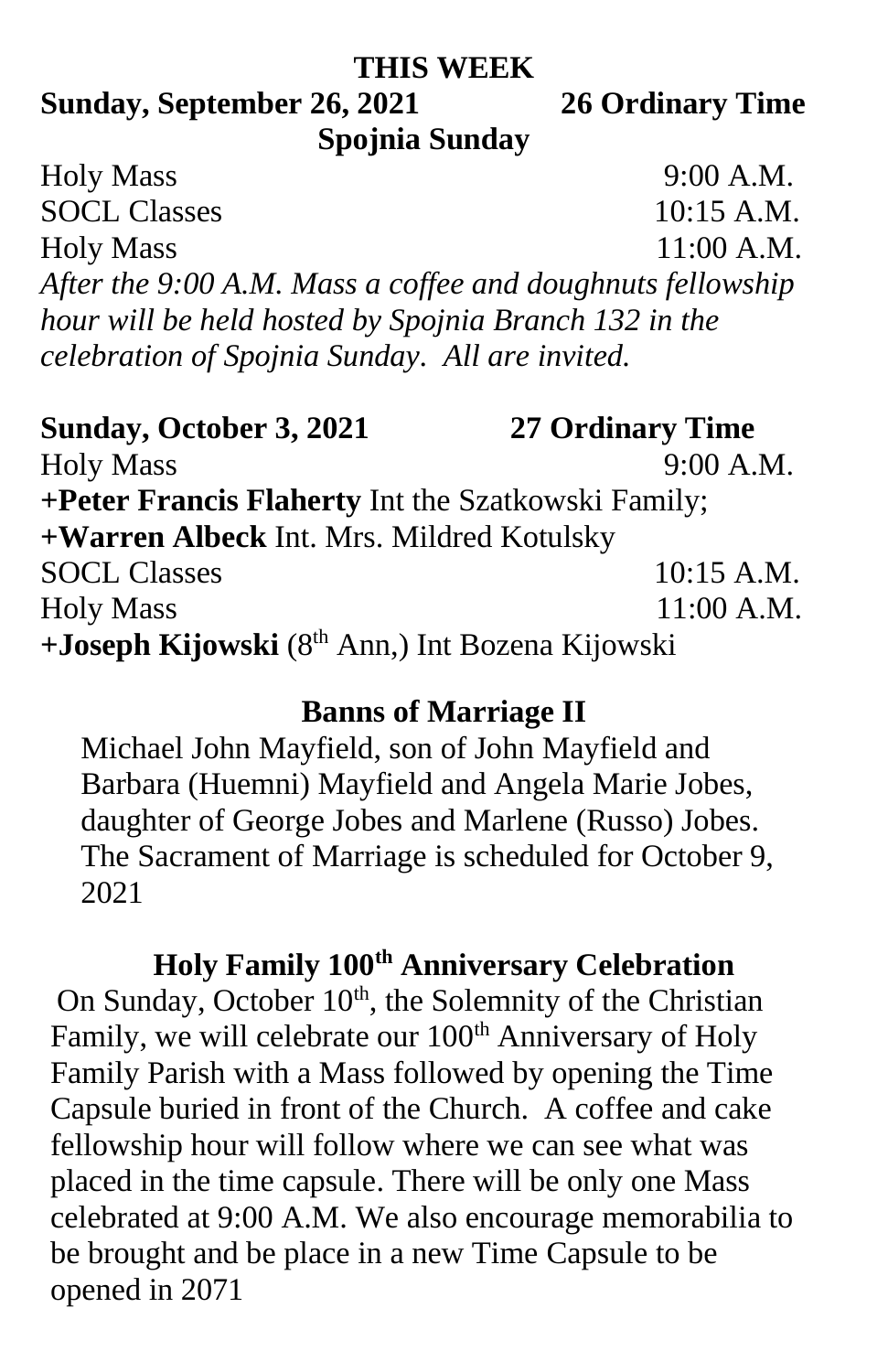## THIS WEEK

**Sunday, September 26, 2021 — 26 Ordinary Time**

**Spojnia Sunday**

Holy Mass 9:00 A.M.
SOCL Classes 10:15 A.M.
Holy Mass 11:00 A.M.

*After the 9:00 A.M. Mass a coffee and doughnuts fellowship hour will be held hosted by Spojnia Branch 132 in the celebration of Spojnia Sunday. All are invited.*

**Sunday, October 3, 2021 — 27 Ordinary Time**

Holy Mass 9:00 A.M.
**+Peter Francis Flaherty** Int the Szatkowski Family;
**+Warren Albeck** Int. Mrs. Mildred Kotulsky
SOCL Classes 10:15 A.M.
Holy Mass 11:00 A.M.
**+Joseph Kijowski** (8th Ann,) Int Bozena Kijowski

### Banns of Marriage II

Michael John Mayfield, son of John Mayfield and Barbara (Huemni) Mayfield and Angela Marie Jobes, daughter of George Jobes and Marlene (Russo) Jobes. The Sacrament of Marriage is scheduled for October 9, 2021

### Holy Family 100th Anniversary Celebration

On Sunday, October 10th, the Solemnity of the Christian Family, we will celebrate our 100th Anniversary of Holy Family Parish with a Mass followed by opening the Time Capsule buried in front of the Church. A coffee and cake fellowship hour will follow where we can see what was placed in the time capsule. There will be only one Mass celebrated at 9:00 A.M. We also encourage memorabilia to be brought and be place in a new Time Capsule to be opened in 2071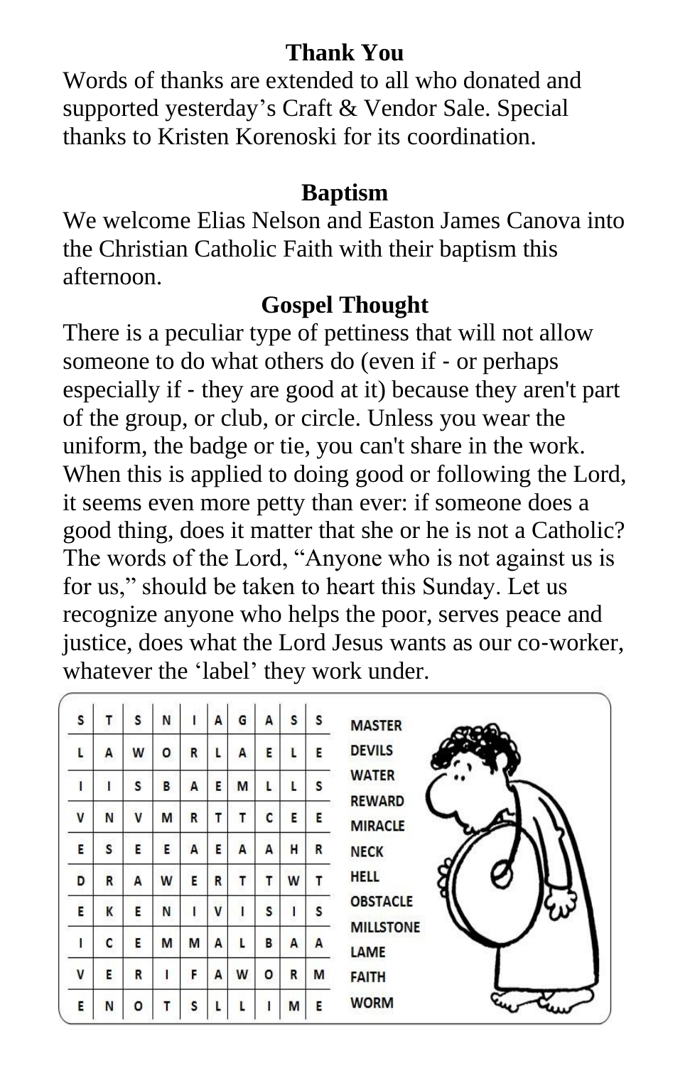## Thank You

Words of thanks are extended to all who donated and supported yesterday's Craft & Vendor Sale. Special thanks to Kristen Korenoski for its coordination.

## Baptism

We welcome Elias Nelson and Easton James Canova into the Christian Catholic Faith with their baptism this afternoon.

## Gospel Thought

There is a peculiar type of pettiness that will not allow someone to do what others do (even if - or perhaps especially if - they are good at it) because they aren't part of the group, or club, or circle. Unless you wear the uniform, the badge or tie, you can't share in the work. When this is applied to doing good or following the Lord, it seems even more petty than ever: if someone does a good thing, does it matter that she or he is not a Catholic? The words of the Lord, "Anyone who is not against us is for us," should be taken to heart this Sunday. Let us recognize anyone who helps the poor, serves peace and justice, does what the Lord Jesus wants as our co-worker, whatever the 'label' they work under.

| | | | | | | | | | |
|---|---|---|---|---|---|---|---|---|---|
| S | T | S | N | I | A | G | A | S | S |
| L | A | W | O | R | L | A | E | L | E |
| I | I | S | B | A | E | M | L | L | S |
| V | N | V | M | R | T | T | C | E | E |
| E | S | E | E | A | E | A | A | H | R |
| D | R | A | W | E | R | T | T | W | T |
| E | K | E | N | I | V | I | S | I | S |
| I | C | E | M | M | A | L | B | A | A |
| V | E | R | I | F | A | W | O | R | M |
| E | N | O | T | S | L | L | I | M | E |

MASTER
DEVILS
WATER
REWARD
MIRACLE
NECK
HELL
OBSTACLE
MILLSTONE
LAME
FAITH
WORM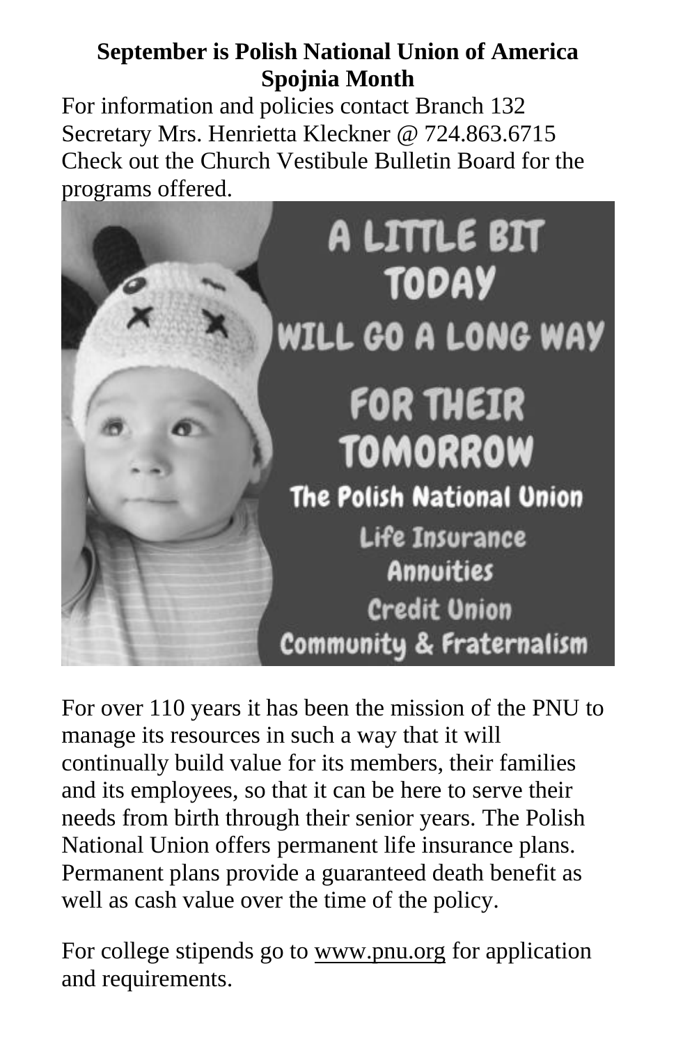**September is Polish National Union of America Spojnia Month**

For information and policies contact Branch 132 Secretary Mrs. Henrietta Kleckner @ 724.863.6715 Check out the Church Vestibule Bulletin Board for the programs offered.

A LITTLE BIT TODAY WILL GO A LONG WAY FOR THEIR TOMORROW

The Polish National Union

Life Insurance

Annuities

Credit Union

Community & Fraternalism

For over 110 years it has been the mission of the PNU to manage its resources in such a way that it will continually build value for its members, their families and its employees, so that it can be here to serve their needs from birth through their senior years. The Polish National Union offers permanent life insurance plans. Permanent plans provide a guaranteed death benefit as well as cash value over the time of the policy.

For college stipends go to www.pnu.org for application and requirements.